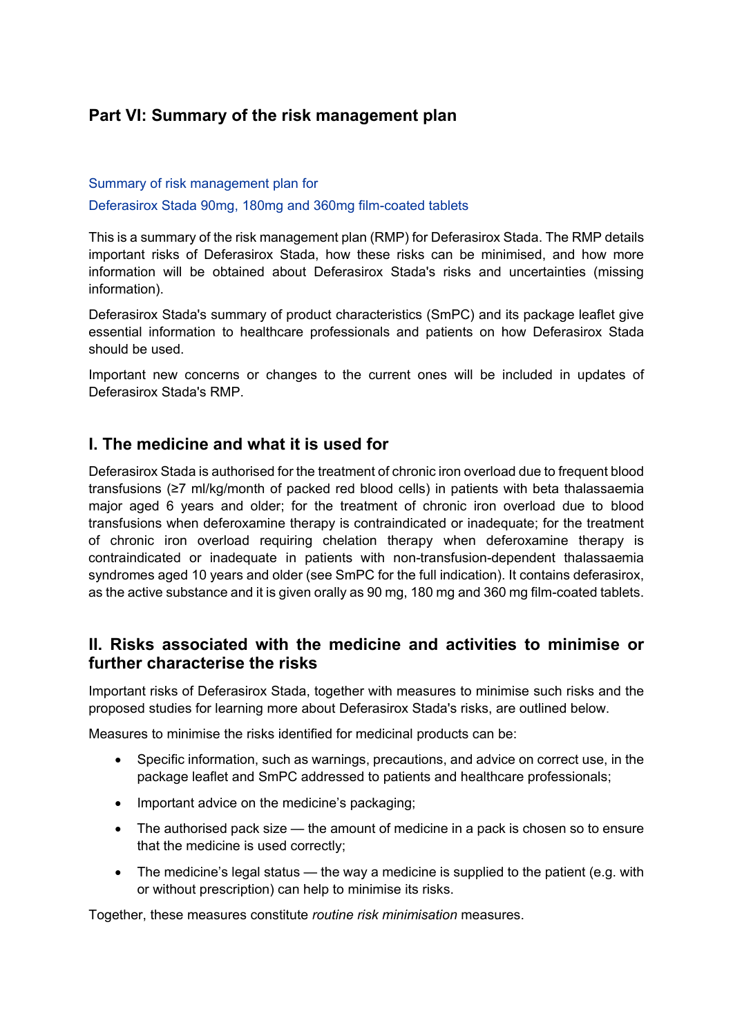# Part VI: Summary of the risk management plan

Summary of risk management plan for

Deferasirox Stada 90mg, 180mg and 360mg film-coated tablets

This is a summary of the risk management plan (RMP) for Deferasirox Stada. The RMP details important risks of Deferasirox Stada, how these risks can be minimised, and how more information will be obtained about Deferasirox Stada's risks and uncertainties (missing information).

Deferasirox Stada's summary of product characteristics (SmPC) and its package leaflet give essential information to healthcare professionals and patients on how Deferasirox Stada should be used.

Important new concerns or changes to the current ones will be included in updates of Deferasirox Stada's RMP.

## I. The medicine and what it is used for

Deferasirox Stada is authorised for the treatment of chronic iron overload due to frequent blood transfusions (≥7 ml/kg/month of packed red blood cells) in patients with beta thalassaemia major aged 6 years and older; for the treatment of chronic iron overload due to blood transfusions when deferoxamine therapy is contraindicated or inadequate; for the treatment of chronic iron overload requiring chelation therapy when deferoxamine therapy is contraindicated or inadequate in patients with non-transfusion-dependent thalassaemia syndromes aged 10 years and older (see SmPC for the full indication). It contains deferasirox, as the active substance and it is given orally as 90 mg, 180 mg and 360 mg film-coated tablets.

## II. Risks associated with the medicine and activities to minimise or further characterise the risks

Important risks of Deferasirox Stada, together with measures to minimise such risks and the proposed studies for learning more about Deferasirox Stada's risks, are outlined below.

Measures to minimise the risks identified for medicinal products can be:

- Specific information, such as warnings, precautions, and advice on correct use, in the package leaflet and SmPC addressed to patients and healthcare professionals;
- Important advice on the medicine's packaging;
- The authorised pack size — the amount of medicine in a pack is chosen so to ensure that the medicine is used correctly;
- The medicine's legal status — the way a medicine is supplied to the patient (e.g. with or without prescription) can help to minimise its risks.

Together, these measures constitute *routine risk minimisation* measures.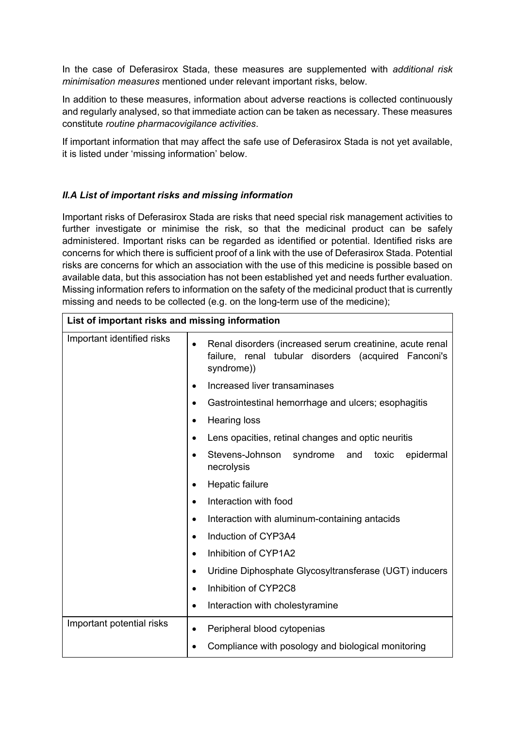In the case of Deferasirox Stada, these measures are supplemented with *additional risk minimisation measures* mentioned under relevant important risks, below.

In addition to these measures, information about adverse reactions is collected continuously and regularly analysed, so that immediate action can be taken as necessary. These measures constitute *routine pharmacovigilance activities*.

If important information that may affect the safe use of Deferasirox Stada is not yet available, it is listed under 'missing information' below.

### *II.A List of important risks and missing information*

Important risks of Deferasirox Stada are risks that need special risk management activities to further investigate or minimise the risk, so that the medicinal product can be safely administered. Important risks can be regarded as identified or potential. Identified risks are concerns for which there is sufficient proof of a link with the use of Deferasirox Stada. Potential risks are concerns for which an association with the use of this medicine is possible based on available data, but this association has not been established yet and needs further evaluation. Missing information refers to information on the safety of the medicinal product that is currently missing and needs to be collected (e.g. on the long-term use of the medicine);

| **List of important risks and missing information** | |
|---|---|
| Important identified risks | • Renal disorders (increased serum creatinine, acute renal failure, renal tubular disorders (acquired Fanconi's syndrome))<br>• Increased liver transaminases<br>• Gastrointestinal hemorrhage and ulcers; esophagitis<br>• Hearing loss<br>• Lens opacities, retinal changes and optic neuritis<br>• Stevens-Johnson syndrome and toxic epidermal necrolysis<br>• Hepatic failure<br>• Interaction with food<br>• Interaction with aluminum-containing antacids<br>• Induction of CYP3A4<br>• Inhibition of CYP1A2<br>• Uridine Diphosphate Glycosyltransferase (UGT) inducers<br>• Inhibition of CYP2C8<br>• Interaction with cholestyramine |
| Important potential risks | • Peripheral blood cytopenias<br>• Compliance with posology and biological monitoring |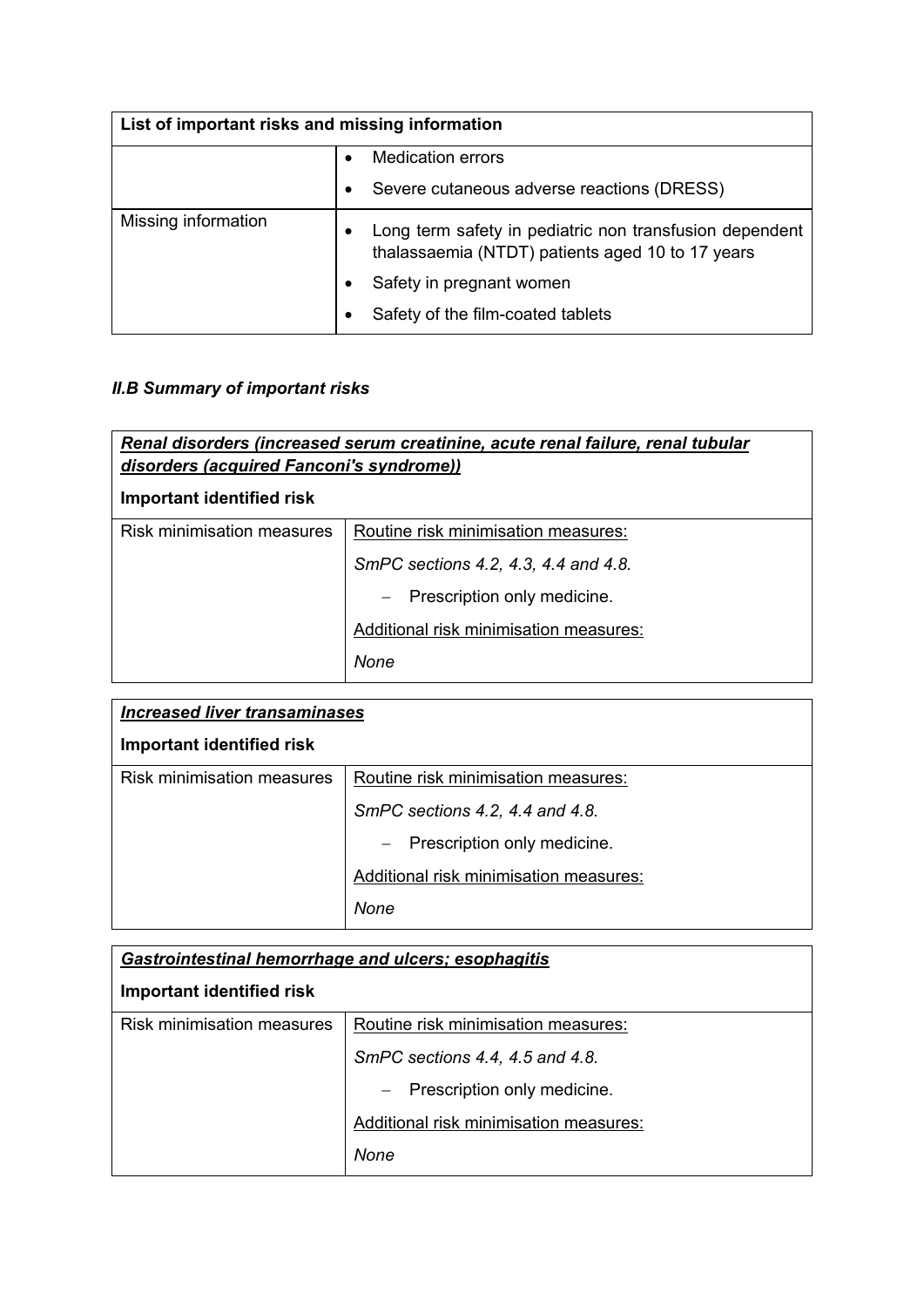| List of important risks and missing information | |
|---|---|
| | • Medication errors<br>• Severe cutaneous adverse reactions (DRESS) |
| Missing information | • Long term safety in pediatric non transfusion dependent thalassaemia (NTDT) patients aged 10 to 17 years<br>• Safety in pregnant women<br>• Safety of the film-coated tablets |

### *II.B Summary of important risks*

| ***Renal disorders (increased serum creatinine, acute renal failure, renal tubular disorders (acquired Fanconi's syndrome))***<br><br>**Important identified risk** | |
|---|---|
| Risk minimisation measures | Routine risk minimisation measures:<br>*SmPC sections 4.2, 4.3, 4.4 and 4.8.*<br>– Prescription only medicine.<br>Additional risk minimisation measures:<br>*None* |

| ***Increased liver transaminases***<br><br>**Important identified risk** | |
|---|---|
| Risk minimisation measures | Routine risk minimisation measures:<br>*SmPC sections 4.2, 4.4 and 4.8.*<br>– Prescription only medicine.<br>Additional risk minimisation measures:<br>*None* |

| ***Gastrointestinal hemorrhage and ulcers; esophagitis***<br><br>**Important identified risk** | |
|---|---|
| Risk minimisation measures | Routine risk minimisation measures:<br>*SmPC sections 4.4, 4.5 and 4.8.*<br>– Prescription only medicine.<br>Additional risk minimisation measures:<br>*None* |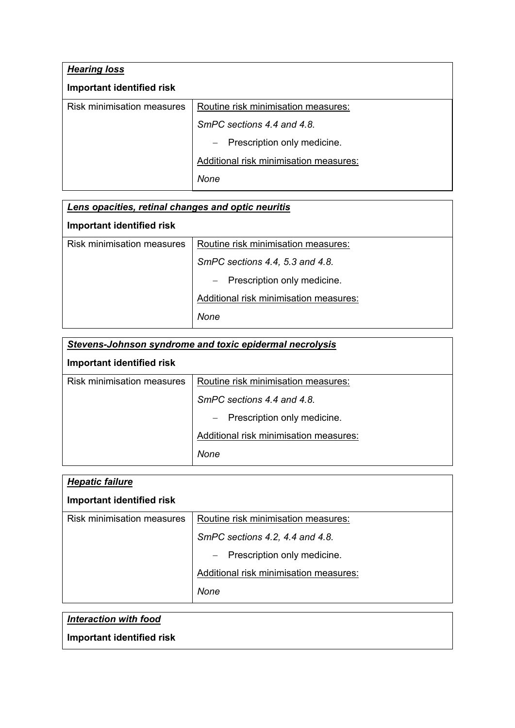| ***Hearing loss*** | |
|---|---|
| **Important identified risk** | |
| Risk minimisation measures | Routine risk minimisation measures:<br>*SmPC sections 4.4 and 4.8.*<br>– Prescription only medicine.<br>Additional risk minimisation measures:<br>*None* |

| ***Lens opacities, retinal changes and optic neuritis*** | |
|---|---|
| **Important identified risk** | |
| Risk minimisation measures | Routine risk minimisation measures:<br>*SmPC sections 4.4, 5.3 and 4.8.*<br>– Prescription only medicine.<br>Additional risk minimisation measures:<br>*None* |

| ***Stevens-Johnson syndrome and toxic epidermal necrolysis*** | |
|---|---|
| **Important identified risk** | |
| Risk minimisation measures | Routine risk minimisation measures:<br>*SmPC sections 4.4 and 4.8.*<br>– Prescription only medicine.<br>Additional risk minimisation measures:<br>*None* |

| ***Hepatic failure*** | |
|---|---|
| **Important identified risk** | |
| Risk minimisation measures | Routine risk minimisation measures:<br>*SmPC sections 4.2, 4.4 and 4.8.*<br>– Prescription only medicine.<br>Additional risk minimisation measures:<br>*None* |

| ***Interaction with food*** |
|---|
| **Important identified risk** |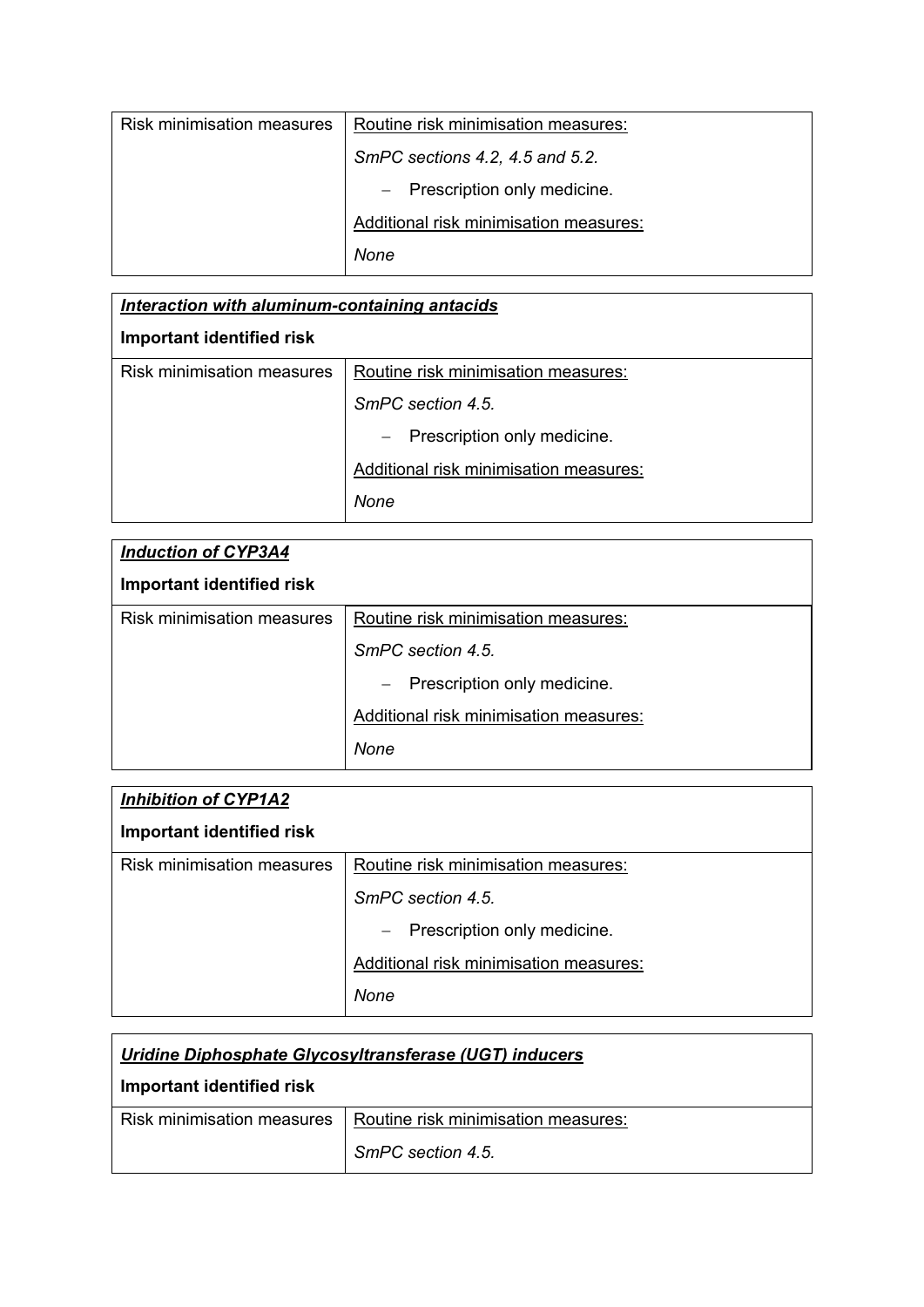| Risk minimisation measures | Routine risk minimisation measures:<br>*SmPC sections 4.2, 4.5 and 5.2.*<br>– Prescription only medicine.<br>Additional risk minimisation measures:<br>*None* |
|---|---|

| ***Interaction with aluminum-containing antacids***<br>**Important identified risk** | |
|---|---|
| Risk minimisation measures | Routine risk minimisation measures:<br>*SmPC section 4.5.*<br>– Prescription only medicine.<br>Additional risk minimisation measures:<br>*None* |

| ***Induction of CYP3A4***<br>**Important identified risk** | |
|---|---|
| Risk minimisation measures | Routine risk minimisation measures:<br>*SmPC section 4.5.*<br>– Prescription only medicine.<br>Additional risk minimisation measures:<br>*None* |

| ***Inhibition of CYP1A2***<br>**Important identified risk** | |
|---|---|
| Risk minimisation measures | Routine risk minimisation measures:<br>*SmPC section 4.5.*<br>– Prescription only medicine.<br>Additional risk minimisation measures:<br>*None* |

| ***Uridine Diphosphate Glycosyltransferase (UGT) inducers***<br>**Important identified risk** | |
|---|---|
| Risk minimisation measures | Routine risk minimisation measures:<br>*SmPC section 4.5.* |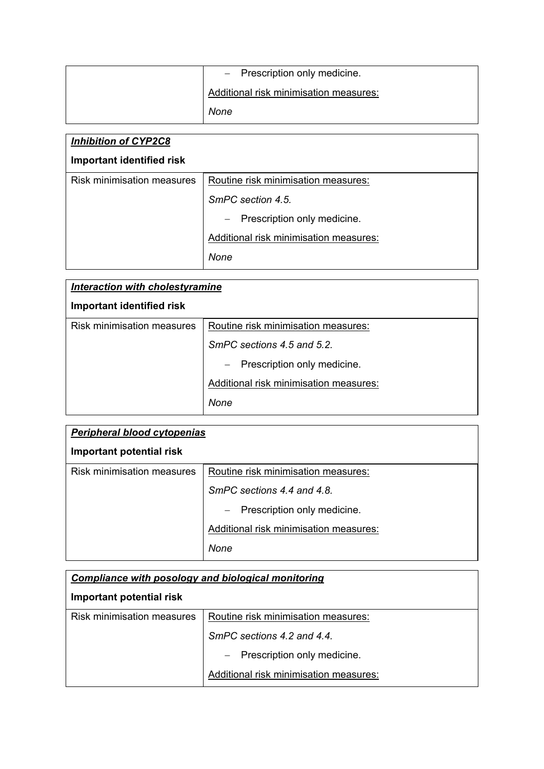| | – Prescription only medicine.<br>Additional risk minimisation measures:<br>*None* |
|---|---|

| ***Inhibition of CYP2C8***<br>**Important identified risk** | |
|---|---|
| Risk minimisation measures | Routine risk minimisation measures:<br>*SmPC section 4.5.*<br>– Prescription only medicine.<br>Additional risk minimisation measures:<br>*None* |

| ***Interaction with cholestyramine***<br>**Important identified risk** | |
|---|---|
| Risk minimisation measures | Routine risk minimisation measures:<br>*SmPC sections 4.5 and 5.2.*<br>– Prescription only medicine.<br>Additional risk minimisation measures:<br>*None* |

| ***Peripheral blood cytopenias***<br>**Important potential risk** | |
|---|---|
| Risk minimisation measures | Routine risk minimisation measures:<br>*SmPC sections 4.4 and 4.8.*<br>– Prescription only medicine.<br>Additional risk minimisation measures:<br>*None* |

| ***Compliance with posology and biological monitoring***<br>**Important potential risk** | |
|---|---|
| Risk minimisation measures | Routine risk minimisation measures:<br>*SmPC sections 4.2 and 4.4.*<br>– Prescription only medicine.<br>Additional risk minimisation measures: |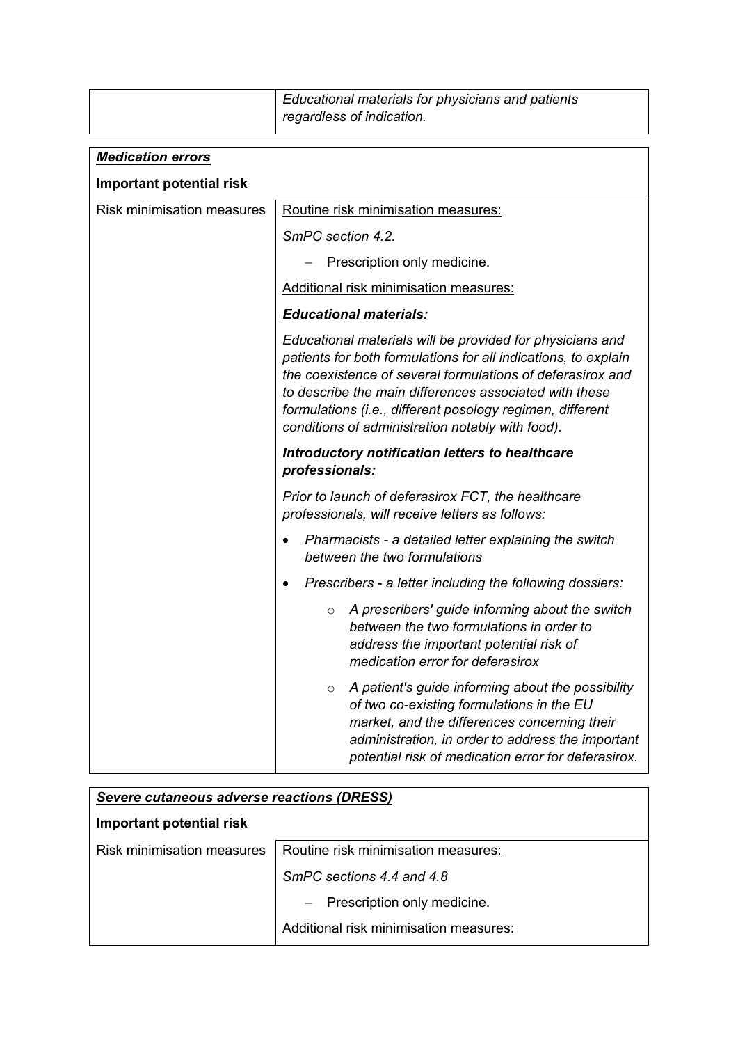|  | *Educational materials for physicians and patients regardless of indication.* |
|---|---|

| ***Medication errors*** | |
|---|---|
| **Important potential risk** | |
| Risk minimisation measures | Routine risk minimisation measures:<br>*SmPC section 4.2.*<br>– Prescription only medicine.<br>Additional risk minimisation measures:<br>***Educational materials:***<br>*Educational materials will be provided for physicians and patients for both formulations for all indications, to explain the coexistence of several formulations of deferasirox and to describe the main differences associated with these formulations (i.e., different posology regimen, different conditions of administration notably with food).*<br>***Introductory notification letters to healthcare professionals:***<br>*Prior to launch of deferasirox FCT, the healthcare professionals, will receive letters as follows:*<br>• *Pharmacists - a detailed letter explaining the switch between the two formulations*<br>• *Prescribers - a letter including the following dossiers:*<br>○ *A prescribers' guide informing about the switch between the two formulations in order to address the important potential risk of medication error for deferasirox*<br>○ *A patient's guide informing about the possibility of two co-existing formulations in the EU market, and the differences concerning their administration, in order to address the important potential risk of medication error for deferasirox.* |

| ***Severe cutaneous adverse reactions (DRESS)*** | |
|---|---|
| **Important potential risk** | |
| Risk minimisation measures | Routine risk minimisation measures:<br>*SmPC sections 4.4 and 4.8*<br>– Prescription only medicine.<br>Additional risk minimisation measures: |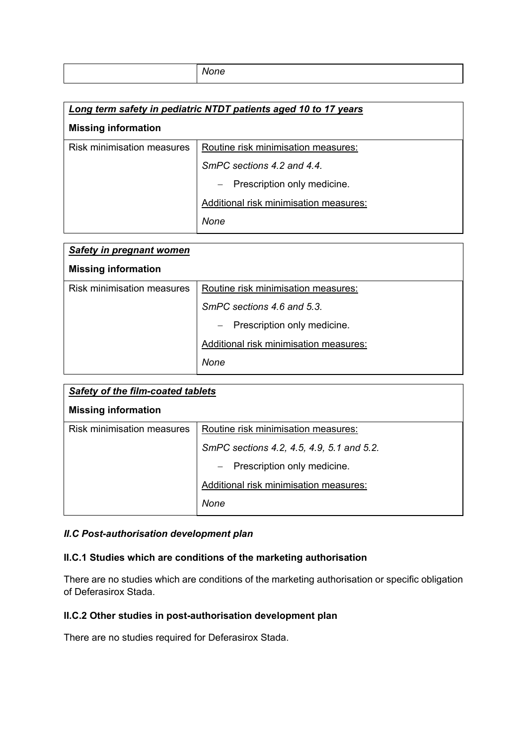| | |
|---|---|
| | *None* |

| ***Long term safety in pediatric NTDT patients aged 10 to 17 years*** <br> **Missing information** | |
|---|---|
| Risk minimisation measures | Routine risk minimisation measures: <br> *SmPC sections 4.2 and 4.4.* <br> – Prescription only medicine. <br> Additional risk minimisation measures: <br> *None* |

| ***Safety in pregnant women*** <br> **Missing information** | |
|---|---|
| Risk minimisation measures | Routine risk minimisation measures: <br> *SmPC sections 4.6 and 5.3.* <br> – Prescription only medicine. <br> Additional risk minimisation measures: <br> *None* |

| ***Safety of the film-coated tablets*** <br> **Missing information** | |
|---|---|
| Risk minimisation measures | Routine risk minimisation measures: <br> *SmPC sections 4.2, 4.5, 4.9, 5.1 and 5.2.* <br> – Prescription only medicine. <br> Additional risk minimisation measures: <br> *None* |

### *II.C Post-authorisation development plan*

#### II.C.1 Studies which are conditions of the marketing authorisation

There are no studies which are conditions of the marketing authorisation or specific obligation of Deferasirox Stada.

#### II.C.2 Other studies in post-authorisation development plan

There are no studies required for Deferasirox Stada.